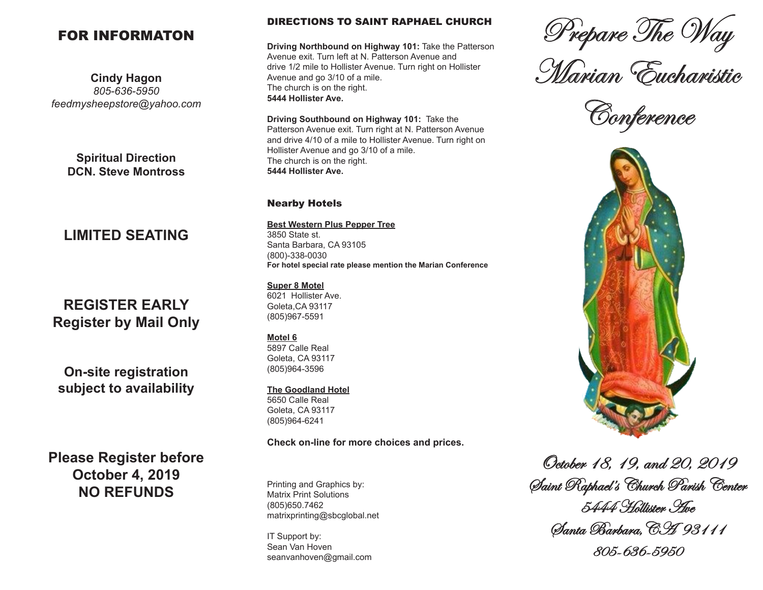## FOR INFORMATON

**Cindy Hagon**
*805-636-5950*
*feedmysheepstore@yahoo.com*

**Spiritual Direction**
**DCN. Steve Montross**

**LIMITED SEATING**

**REGISTER EARLY**
**Register by Mail Only**

**On-site registration subject to availability**

**Please Register before October 4, 2019**
**NO REFUNDS**

### DIRECTIONS TO SAINT RAPHAEL CHURCH

**Driving Northbound on Highway 101:** Take the Patterson Avenue exit. Turn left at N. Patterson Avenue and drive 1/2 mile to Hollister Avenue. Turn right on Hollister Avenue and go 3/10 of a mile.
The church is on the right.
**5444 Hollister Ave.**

**Driving Southbound on Highway 101:** Take the Patterson Avenue exit. Turn right at N. Patterson Avenue and drive 4/10 of a mile to Hollister Avenue. Turn right on Hollister Avenue and go 3/10 of a mile.
The church is on the right.
**5444 Hollister Ave.**

### Nearby Hotels

**Best Western Plus Pepper Tree**
3850 State st.
Santa Barbara, CA 93105
(800)-338-0030
**For hotel special rate please mention the Marian Conference**

**Super 8 Motel**
6021 Hollister Ave.
Goleta,CA 93117
(805)967-5591

**Motel 6**
5897 Calle Real
Goleta, CA 93117
(805)964-3596

**The Goodland Hotel**
5650 Calle Real
Goleta, CA 93117
(805)964-6241

**Check on-line for more choices and prices.**

Printing and Graphics by:
Matrix Print Solutions
(805)650.7462
matrixprinting@sbcglobal.net

IT Support by:
Sean Van Hoven
seanvanhoven@gmail.com

# Prepare The Way Marian Eucharistic Conference

*October 18, 19, and 20, 2019*
*Saint Raphael's Church Parish Center*
*5444 Hollister Ave*
*Santa Barbara, CA 93111*
*805-636-5950*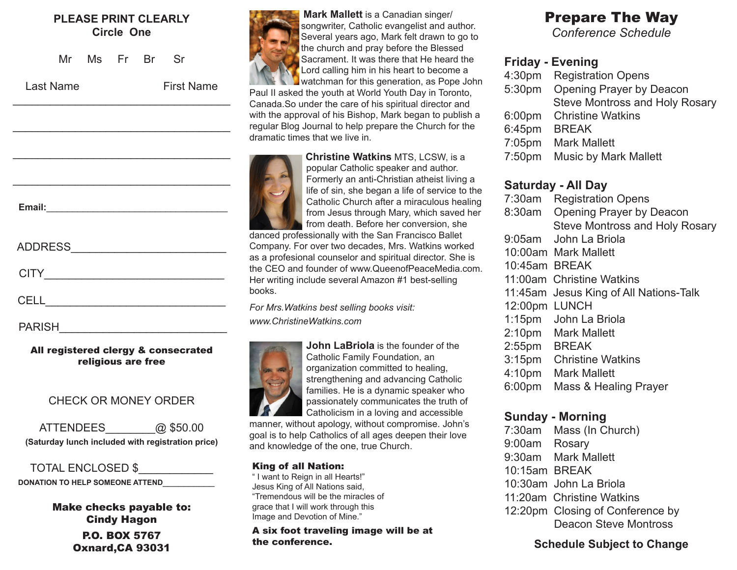**PLEASE PRINT CLEARLY**
**Circle One**

Mr Ms Fr Br Sr

Last Name First Name

\_\_\_\_\_\_\_\_\_\_\_\_\_\_\_\_\_\_\_\_\_\_\_\_\_\_\_\_\_\_\_\_\_\_\_\_\_\_

\_\_\_\_\_\_\_\_\_\_\_\_\_\_\_\_\_\_\_\_\_\_\_\_\_\_\_\_\_\_\_\_\_\_\_\_\_\_

\_\_\_\_\_\_\_\_\_\_\_\_\_\_\_\_\_\_\_\_\_\_\_\_\_\_\_\_\_\_\_\_\_\_\_\_\_\_

\_\_\_\_\_\_\_\_\_\_\_\_\_\_\_\_\_\_\_\_\_\_\_\_\_\_\_\_\_\_\_\_\_\_\_\_\_\_

**Email:**\_\_\_\_\_\_\_\_\_\_\_\_\_\_\_\_\_\_\_\_\_\_\_\_\_\_\_\_\_\_\_\_

ADDRESS\_\_\_\_\_\_\_\_\_\_\_\_\_\_\_\_\_\_\_\_\_\_\_\_\_\_

CITY\_\_\_\_\_\_\_\_\_\_\_\_\_\_\_\_\_\_\_\_\_\_\_\_\_\_\_\_\_\_

CELL\_\_\_\_\_\_\_\_\_\_\_\_\_\_\_\_\_\_\_\_\_\_\_\_\_\_\_\_\_\_

PARISH\_\_\_\_\_\_\_\_\_\_\_\_\_\_\_\_\_\_\_\_\_\_\_\_\_\_\_

**All registered clergy & consecrated religious are free**

CHECK OR MONEY ORDER

ATTENDEES\_\_\_\_\_\_\_\_@ $50.00

**(Saturday lunch included with registration price)**

TOTAL ENCLOSED $\_\_\_\_\_\_\_\_\_\_\_\_

**DONATION TO HELP SOMEONE ATTEND**\_\_\_\_\_\_\_\_\_\_\_\_

**Make checks payable to:**
**Cindy Hagon**

**P.O. BOX 5767**
**Oxnard,CA 93031**

**Mark Mallett** is a Canadian singer/ songwriter, Catholic evangelist and author. Several years ago, Mark felt drawn to go to the church and pray before the Blessed Sacrament. It was there that He heard the Lord calling him in his heart to become a watchman for this generation, as Pope John Paul II asked the youth at World Youth Day in Toronto, Canada.So under the care of his spiritual director and with the approval of his Bishop, Mark began to publish a regular Blog Journal to help prepare the Church for the dramatic times that we live in.

**Christine Watkins** MTS, LCSW, is a popular Catholic speaker and author. Formerly an anti-Christian atheist living a life of sin, she began a life of service to the Catholic Church after a miraculous healing from Jesus through Mary, which saved her from death. Before her conversion, she danced professionally with the San Francisco Ballet Company. For over two decades, Mrs. Watkins worked as a profesional counselor and spiritual director. She is the CEO and founder of www.QueenofPeaceMedia.com. Her writing include several Amazon #1 best-selling books.

*For Mrs.Watkins best selling books visit: www.ChristineWatkins.com*

**John LaBriola** is the founder of the Catholic Family Foundation, an organization committed to healing, strengthening and advancing Catholic families. He is a dynamic speaker who passionately communicates the truth of Catholicism in a loving and accessible manner, without apology, without compromise. John's goal is to help Catholics of all ages deepen their love and knowledge of the one, true Church.

**King of all Nation:**
" I want to Reign in all Hearts!"
Jesus King of All Nations said,
"Tremendous will be the miracles of grace that I will work through this Image and Devotion of Mine."

**A six foot traveling image will be at the conference.**

# Prepare The Way

*Conference Schedule*

## Friday - Evening

| | |
|---|---|
| 4:30pm | Registration Opens |
| 5:30pm | Opening Prayer by Deacon Steve Montross and Holy Rosary |
| 6:00pm | Christine Watkins |
| 6:45pm | BREAK |
| 7:05pm | Mark Mallett |
| 7:50pm | Music by Mark Mallett |

## Saturday - All Day

| | |
|---|---|
| 7:30am | Registration Opens |
| 8:30am | Opening Prayer by Deacon Steve Montross and Holy Rosary |
| 9:05am | John La Briola |
| 10:00am | Mark Mallett |
| 10:45am | BREAK |
| 11:00am | Christine Watkins |
| 11:45am | Jesus King of All Nations-Talk |
| 12:00pm | LUNCH |
| 1:15pm | John La Briola |
| 2:10pm | Mark Mallett |
| 2:55pm | BREAK |
| 3:15pm | Christine Watkins |
| 4:10pm | Mark Mallett |
| 6:00pm | Mass & Healing Prayer |

## Sunday - Morning

| | |
|---|---|
| 7:30am | Mass (In Church) |
| 9:00am | Rosary |
| 9:30am | Mark Mallett |
| 10:15am | BREAK |
| 10:30am | John La Briola |
| 11:20am | Christine Watkins |
| 12:20pm | Closing of Conference by Deacon Steve Montross |

**Schedule Subject to Change**